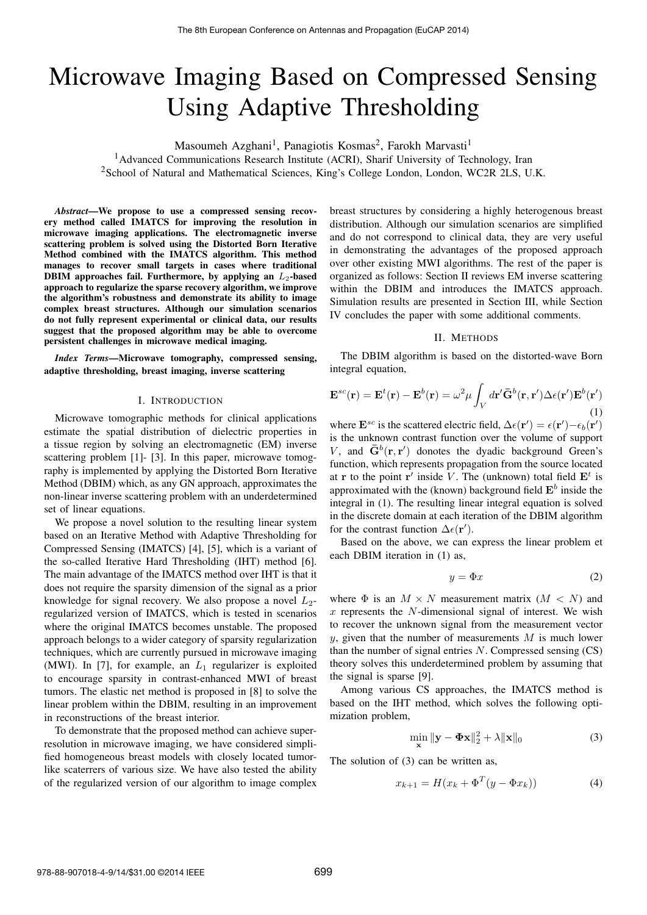# Microwave Imaging Based on Compressed Sensing Using Adaptive Thresholding

Masoumeh Azghani[1], Panagiotis Kosmas[2], Farokh Marvasti[1]

[1]Advanced Communications Research Institute (ACRI), Sharif University of Technology, Iran

[2]School of Natural and Mathematical Sciences, King's College London, London, WC2R 2LS, U.K.

***Abstract*—We propose to use a compressed sensing recovery method called IMATCS for improving the resolution in microwave imaging applications. The electromagnetic inverse scattering problem is solved using the Distorted Born Iterative Method combined with the IMATCS algorithm. This method manages to recover small targets in cases where traditional DBIM approaches fail. Furthermore, by applying an $L_2$-based approach to regularize the sparse recovery algorithm, we improve the algorithm's robustness and demonstrate its ability to image complex breast structures. Although our simulation scenarios do not fully represent experimental or clinical data, our results suggest that the proposed algorithm may be able to overcome persistent challenges in microwave medical imaging.**

***Index Terms*—Microwave tomography, compressed sensing, adaptive thresholding, breast imaging, inverse scattering**

## I. Introduction

Microwave tomographic methods for clinical applications estimate the spatial distribution of dielectric properties in a tissue region by solving an electromagnetic (EM) inverse scattering problem [1]- [3]. In this paper, microwave tomography is implemented by applying the Distorted Born Iterative Method (DBIM) which, as any GN approach, approximates the non-linear inverse scattering problem with an underdetermined set of linear equations.

We propose a novel solution to the resulting linear system based on an Iterative Method with Adaptive Thresholding for Compressed Sensing (IMATCS) [4], [5], which is a variant of the so-called Iterative Hard Thresholding (IHT) method [6]. The main advantage of the IMATCS method over IHT is that it does not require the sparsity dimension of the signal as a prior knowledge for signal recovery. We also propose a novel $L_2$-regularized version of IMATCS, which is tested in scenarios where the original IMATCS becomes unstable. The proposed approach belongs to a wider category of sparsity regularization techniques, which are currently pursued in microwave imaging (MWI). In [7], for example, an $L_1$ regularizer is exploited to encourage sparsity in contrast-enhanced MWI of breast tumors. The elastic net method is proposed in [8] to solve the linear problem within the DBIM, resulting in an improvement in reconstructions of the breast interior.

To demonstrate that the proposed method can achieve super-resolution in microwave imaging, we have considered simplified homogeneous breast models with closely located tumor-like scaterrers of various size. We have also tested the ability of the regularized version of our algorithm to image complex breast structures by considering a highly heterogenous breast distribution. Although our simulation scenarios are simplified and do not correspond to clinical data, they are very useful in demonstrating the advantages of the proposed approach over other existing MWI algorithms. The rest of the paper is organized as follows: Section II reviews EM inverse scattering within the DBIM and introduces the IMATCS approach. Simulation results are presented in Section III, while Section IV concludes the paper with some additional comments.

## II. Methods

The DBIM algorithm is based on the distorted-wave Born integral equation,

$$\mathbf{E}^{sc}(\mathbf{r}) = \mathbf{E}^{t}(\mathbf{r}) - \mathbf{E}^{b}(\mathbf{r}) = \omega^2 \mu \int_V d\mathbf{r}' \bar{\mathbf{G}}^b(\mathbf{r}, \mathbf{r}') \Delta\epsilon(\mathbf{r}') \mathbf{E}^b(\mathbf{r}') \tag{1}$$

where $\mathbf{E}^{sc}$ is the scattered electric field, $\Delta\epsilon(\mathbf{r}') = \epsilon(\mathbf{r}') - \epsilon_b(\mathbf{r}')$ is the unknown contrast function over the volume of support $V$, and $\bar{\mathbf{G}}^b(\mathbf{r}, \mathbf{r}')$ donotes the dyadic background Green's function, which represents propagation from the source located at $\mathbf{r}$ to the point $\mathbf{r}'$ inside $V$. The (unknown) total field $\mathbf{E}^t$ is approximated with the (known) background field $\mathbf{E}^b$ inside the integral in (1). The resulting linear integral equation is solved in the discrete domain at each iteration of the DBIM algorithm for the contrast function $\Delta\epsilon(\mathbf{r}')$.

Based on the above, we can express the linear problem et each DBIM iteration in (1) as,

$$y = \Phi x \tag{2}$$

where $\Phi$ is an $M \times N$ measurement matrix ($M < N$) and $x$ represents the $N$-dimensional signal of interest. We wish to recover the unknown signal from the measurement vector $y$, given that the number of measurements $M$ is much lower than the number of signal entries $N$. Compressed sensing (CS) theory solves this underdetermined problem by assuming that the signal is sparse [9].

Among various CS approaches, the IMATCS method is based on the IHT method, which solves the following optimization problem,

$$\min_{\mathbf{x}} \|\mathbf{y} - \mathbf{\Phi x}\|_2^2 + \lambda \|\mathbf{x}\|_0 \tag{3}$$

The solution of (3) can be written as,

$$x_{k+1} = H(x_k + \Phi^T(y - \Phi x_k)) \tag{4}$$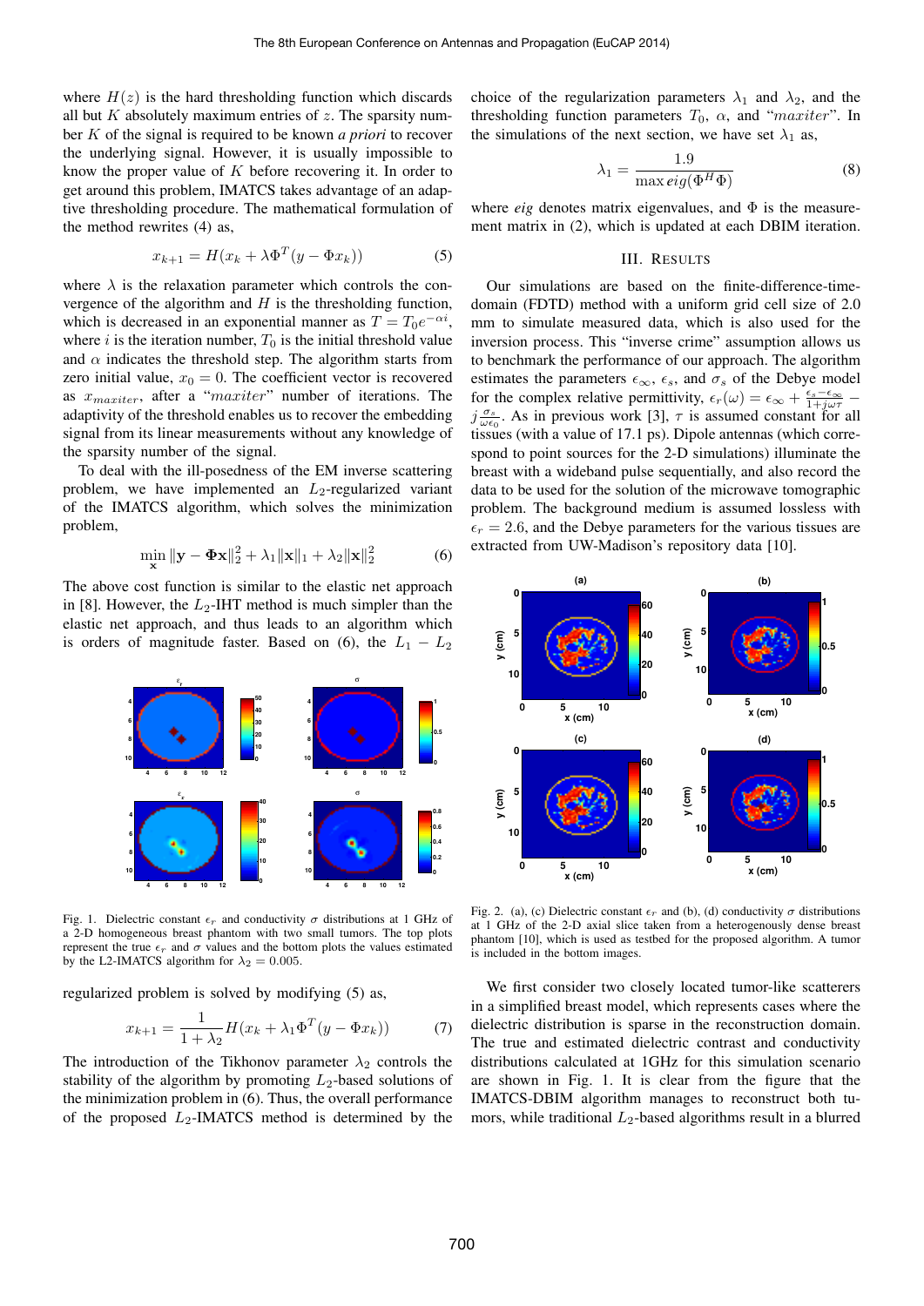where $H(z)$ is the hard thresholding function which discards all but $K$ absolutely maximum entries of $z$. The sparsity number $K$ of the signal is required to be known *a priori* to recover the underlying signal. However, it is usually impossible to know the proper value of $K$ before recovering it. In order to get around this problem, IMATCS takes advantage of an adaptive thresholding procedure. The mathematical formulation of the method rewrites (4) as,

$$x_{k+1} = H(x_k + \lambda \Phi^T (y - \Phi x_k)) \tag{5}$$

where $\lambda$ is the relaxation parameter which controls the convergence of the algorithm and $H$ is the thresholding function, which is decreased in an exponential manner as $T = T_0 e^{-\alpha i}$, where $i$ is the iteration number, $T_0$ is the initial threshold value and $\alpha$ indicates the threshold step. The algorithm starts from zero initial value, $x_0 = 0$. The coefficient vector is recovered as $x_{maxiter}$, after a "$maxiter$" number of iterations. The adaptivity of the threshold enables us to recover the embedding signal from its linear measurements without any knowledge of the sparsity number of the signal.

To deal with the ill-posedness of the EM inverse scattering problem, we have implemented an $L_2$-regularized variant of the IMATCS algorithm, which solves the minimization problem,

$$\min_{\mathbf{x}} \|\mathbf{y} - \mathbf{\Phi x}\|_2^2 + \lambda_1 \|\mathbf{x}\|_1 + \lambda_2 \|\mathbf{x}\|_2^2 \tag{6}$$

The above cost function is similar to the elastic net approach in [8]. However, the $L_2$-IHT method is much simpler than the elastic net approach, and thus leads to an algorithm which is orders of magnitude faster. Based on (6), the $L_1 - L_2$ regularized problem is solved by modifying (5) as,

$$x_{k+1} = \frac{1}{1+\lambda_2} H(x_k + \lambda_1 \Phi^T (y - \Phi x_k)) \tag{7}$$

The introduction of the Tikhonov parameter $\lambda_2$ controls the stability of the algorithm by promoting $L_2$-based solutions of the minimization problem in (6). Thus, the overall performance of the proposed $L_2$-IMATCS method is determined by the choice of the regularization parameters $\lambda_1$ and $\lambda_2$, and the thresholding function parameters $T_0$, $\alpha$, and "$maxiter$". In the simulations of the next section, we have set $\lambda_1$ as,

$$\lambda_1 = \frac{1.9}{\max eig(\Phi^H \Phi)} \tag{8}$$

where *eig* denotes matrix eigenvalues, and $\Phi$ is the measurement matrix in (2), which is updated at each DBIM iteration.

Fig. 1. Dielectric constant $\epsilon_r$ and conductivity $\sigma$ distributions at 1 GHz of a 2-D homogeneous breast phantom with two small tumors. The top plots represent the true $\epsilon_r$ and $\sigma$ values and the bottom plots the values estimated by the L2-IMATCS algorithm for $\lambda_2 = 0.005$.

## III. RESULTS

Our simulations are based on the finite-difference-time-domain (FDTD) method with a uniform grid cell size of 2.0 mm to simulate measured data, which is also used for the inversion process. This "inverse crime" assumption allows us to benchmark the performance of our approach. The algorithm estimates the parameters $\epsilon_\infty$, $\epsilon_s$, and $\sigma_s$ of the Debye model for the complex relative permittivity, $\epsilon_r(\omega) = \epsilon_\infty + \frac{\epsilon_s - \epsilon_\infty}{1 + j\omega\tau} - j\frac{\sigma_s}{\omega\epsilon_0}$. As in previous work [3], $\tau$ is assumed constant for all tissues (with a value of 17.1 ps). Dipole antennas (which correspond to point sources for the 2-D simulations) illuminate the breast with a wideband pulse sequentially, and also record the data to be used for the solution of the microwave tomographic problem. The background medium is assumed lossless with $\epsilon_r = 2.6$, and the Debye parameters for the various tissues are extracted from UW-Madison's repository data [10].

Fig. 2. (a), (c) Dielectric constant $\epsilon_r$ and (b), (d) conductivity $\sigma$ distributions at 1 GHz of the 2-D axial slice taken from a heterogenously dense breast phantom [10], which is used as testbed for the proposed algorithm. A tumor is included in the bottom images.

We first consider two closely located tumor-like scatterers in a simplified breast model, which represents cases where the dielectric distribution is sparse in the reconstruction domain. The true and estimated dielectric contrast and conductivity distributions calculated at 1GHz for this simulation scenario are shown in Fig. 1. It is clear from the figure that the IMATCS-DBIM algorithm manages to reconstruct both tumors, while traditional $L_2$-based algorithms result in a blurred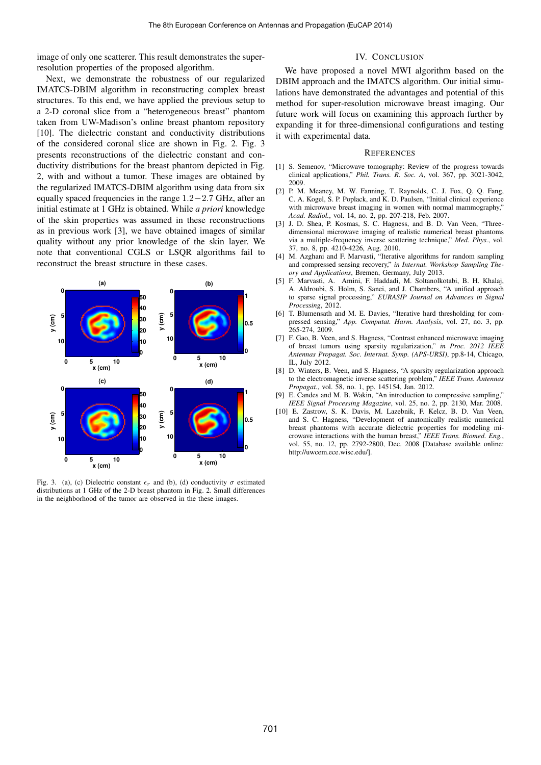image of only one scatterer. This result demonstrates the super-resolution properties of the proposed algorithm.

Next, we demonstrate the robustness of our regularized IMATCS-DBIM algorithm in reconstructing complex breast structures. To this end, we have applied the previous setup to a 2-D coronal slice from a "heterogeneous breast" phantom taken from UW-Madison's online breast phantom repository [10]. The dielectric constant and conductivity distributions of the considered coronal slice are shown in Fig. 2. Fig. 3 presents reconstructions of the dielectric constant and conductivity distributions for the breast phantom depicted in Fig. 2, with and without a tumor. These images are obtained by the regularized IMATCS-DBIM algorithm using data from six equally spaced frequencies in the range $1.2-2.7$ GHz, after an initial estimate at 1 GHz is obtained. While *a priori* knowledge of the skin properties was assumed in these reconstructions as in previous work [3], we have obtained images of similar quality without any prior knowledge of the skin layer. We note that conventional CGLS or LSQR algorithms fail to reconstruct the breast structure in these cases.

(a)
0
5
10
0
5
10
x (cm)
y (cm)
50
40
30
20
10
0

(b)
0
5
10
0
5
10
x (cm)
y (cm)
1
0.5
0

(c)
0
5
10
0
5
10
x (cm)
y (cm)
50
40
30
20
10
0

(d)
0
5
10
0
5
10
x (cm)
y (cm)
1
0.5
0

Fig. 3. (a), (c) Dielectric constant $\epsilon_r$ and (b), (d) conductivity $\sigma$ estimated distributions at 1 GHz of the 2-D breast phantom in Fig. 2. Small differences in the neighborhood of the tumor are observed in the these images.

## IV. Conclusion

We have proposed a novel MWI algorithm based on the DBIM approach and the IMATCS algorithm. Our initial simulations have demonstrated the advantages and potential of this method for super-resolution microwave breast imaging. Our future work will focus on examining this approach further by expanding it for three-dimensional configurations and testing it with experimental data.

## References

[1] S. Semenov, "Microwave tomography: Review of the progress towards clinical applications," *Phil. Trans. R. Soc. A*, vol. 367, pp. 3021-3042, 2009.

[2] P. M. Meaney, M. W. Fanning, T. Raynolds, C. J. Fox, Q. Q. Fang, C. A. Kogel, S. P. Poplack, and K. D. Paulsen, "Initial clinical experience with microwave breast imaging in women with normal mammography," *Acad. Radiol.*, vol. 14, no. 2, pp. 207-218, Feb. 2007.

[3] J. D. Shea, P. Kosmas, S. C. Hagness, and B. D. Van Veen, "Three-dimensional microwave imaging of realistic numerical breast phantoms via a multiple-frequency inverse scattering technique," *Med. Phys.*, vol. 37, no. 8, pp. 4210-4226, Aug. 2010.

[4] M. Azghani and F. Marvasti, "Iterative algorithms for random sampling and compressed sensing recovery," *in Internat. Workshop Sampling Theory and Applications*, Bremen, Germany, July 2013.

[5] F. Marvasti, A. Amini, F. Haddadi, M. Soltanolkotabi, B. H. Khalaj, A. Aldroubi, S. Holm, S. Sanei, and J. Chambers, "A unified approach to sparse signal processing," *EURASIP Journal on Advances in Signal Processing*, 2012.

[6] T. Blumensath and M. E. Davies, "Iterative hard thresholding for compressed sensing," *App. Computat. Harm. Analysis*, vol. 27, no. 3, pp. 265-274, 2009.

[7] F. Gao, B. Veen, and S. Hagness, "Contrast enhanced microwave imaging of breast tumors using sparsity regularization," *in Proc. 2012 IEEE Antennas Propagat. Soc. Internat. Symp. (APS-URSI)*, pp.8-14, Chicago, IL, July 2012.

[8] D. Winters, B. Veen, and S. Hagness, "A sparsity regularization approach to the electromagnetic inverse scattering problem," *IEEE Trans. Antennas Propagat.*, vol. 58, no. 1, pp. 145154, Jan. 2012.

[9] E. Candes and M. B. Wakin, "An introduction to compressive sampling," *IEEE Signal Processing Magazine*, vol. 25, no. 2, pp. 2130, Mar. 2008.

[10] E. Zastrow, S. K. Davis, M. Lazebnik, F. Kelcz, B. D. Van Veen, and S. C. Hagness, "Development of anatomically realistic numerical breast phantoms with accurate dielectric properties for modeling microwave interactions with the human breast," *IEEE Trans. Biomed. Eng.*, vol. 55, no. 12, pp. 2792-2800, Dec. 2008 [Database available online: http://uwcem.ece.wisc.edu/].